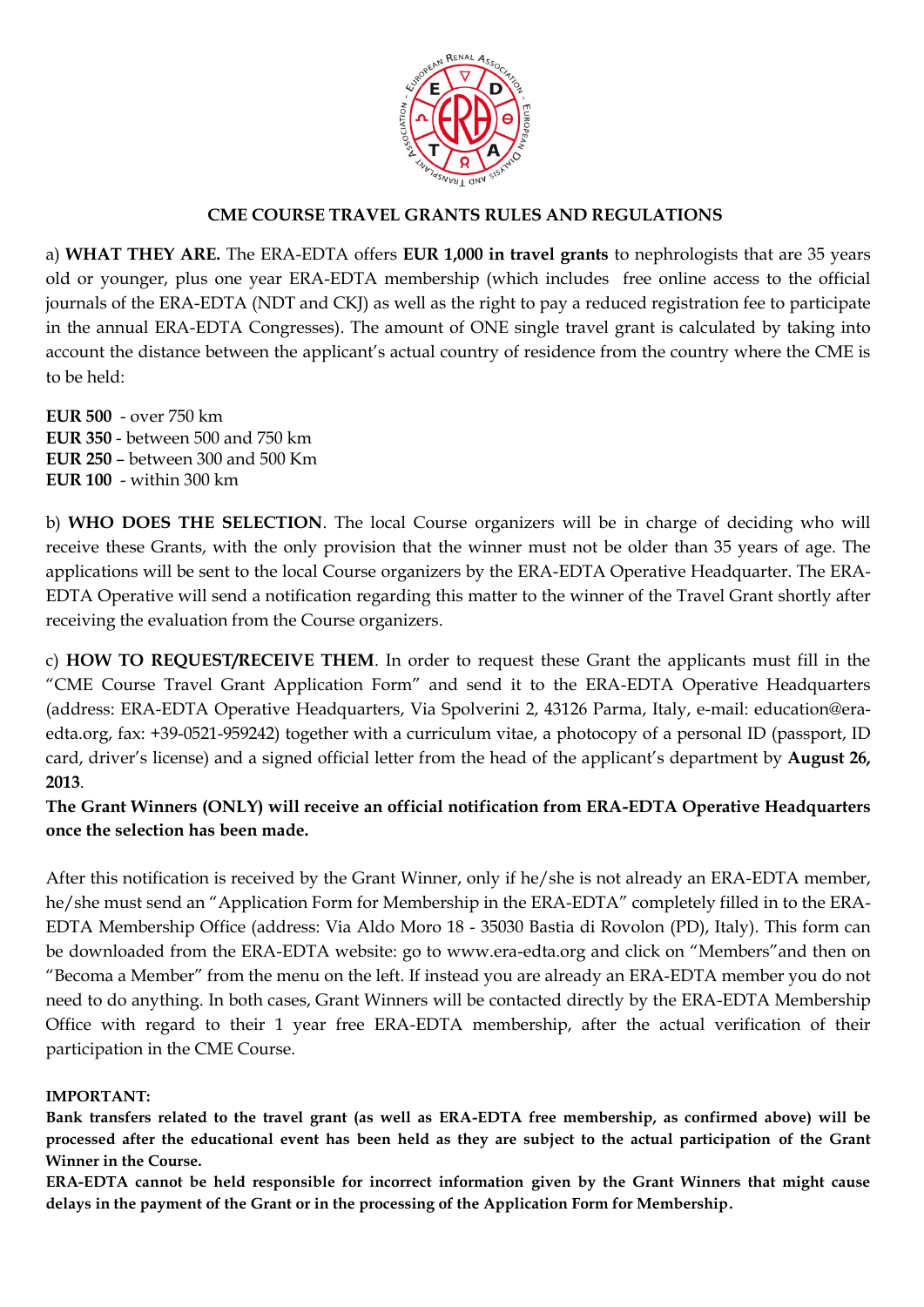## CME COURSE TRAVEL GRANTS RULES AND REGULATIONS

a) **WHAT THEY ARE.** The ERA-EDTA offers **EUR 1,000 in travel grants** to nephrologists that are 35 years old or younger, plus one year ERA-EDTA membership (which includes free online access to the official journals of the ERA-EDTA (NDT and CKJ) as well as the right to pay a reduced registration fee to participate in the annual ERA-EDTA Congresses). The amount of ONE single travel grant is calculated by taking into account the distance between the applicant's actual country of residence from the country where the CME is to be held:

**EUR 500** - over 750 km
**EUR 350** - between 500 and 750 km
**EUR 250** – between 300 and 500 Km
**EUR 100** - within 300 km

b) **WHO DOES THE SELECTION**. The local Course organizers will be in charge of deciding who will receive these Grants, with the only provision that the winner must not be older than 35 years of age. The applications will be sent to the local Course organizers by the ERA-EDTA Operative Headquarter. The ERA-EDTA Operative will send a notification regarding this matter to the winner of the Travel Grant shortly after receiving the evaluation from the Course organizers.

c) **HOW TO REQUEST/RECEIVE THEM**. In order to request these Grant the applicants must fill in the "CME Course Travel Grant Application Form" and send it to the ERA-EDTA Operative Headquarters (address: ERA-EDTA Operative Headquarters, Via Spolverini 2, 43126 Parma, Italy, e-mail: education@era-edta.org, fax: +39-0521-959242) together with a curriculum vitae, a photocopy of a personal ID (passport, ID card, driver's license) and a signed official letter from the head of the applicant's department by **August 26, 2013**.
**The Grant Winners (ONLY) will receive an official notification from ERA-EDTA Operative Headquarters once the selection has been made.**

After this notification is received by the Grant Winner, only if he/she is not already an ERA-EDTA member, he/she must send an "Application Form for Membership in the ERA-EDTA" completely filled in to the ERA-EDTA Membership Office (address: Via Aldo Moro 18 - 35030 Bastia di Rovolon (PD), Italy). This form can be downloaded from the ERA-EDTA website: go to www.era-edta.org and click on "Members"and then on "Becoma a Member" from the menu on the left. If instead you are already an ERA-EDTA member you do not need to do anything. In both cases, Grant Winners will be contacted directly by the ERA-EDTA Membership Office with regard to their 1 year free ERA-EDTA membership, after the actual verification of their participation in the CME Course.

**IMPORTANT:**
**Bank transfers related to the travel grant (as well as ERA-EDTA free membership, as confirmed above) will be processed after the educational event has been held as they are subject to the actual participation of the Grant Winner in the Course.**
**ERA-EDTA cannot be held responsible for incorrect information given by the Grant Winners that might cause delays in the payment of the Grant or in the processing of the Application Form for Membership.**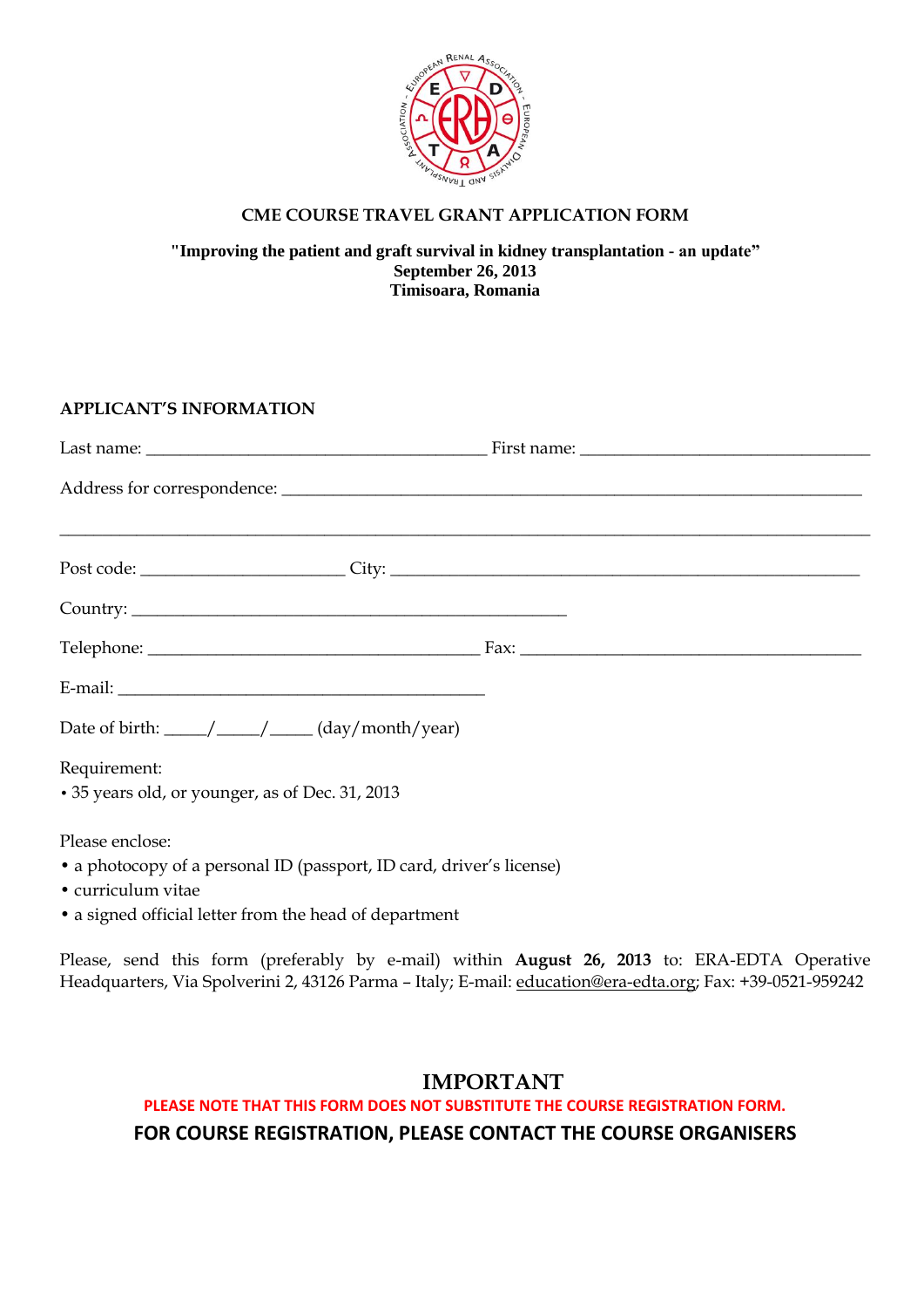**CME COURSE TRAVEL GRANT APPLICATION FORM**

**"Improving the patient and graft survival in kidney transplantation - an update"**
**September 26, 2013**
**Timisoara, Romania**

## APPLICANT'S INFORMATION

Last name: ________________________________________ First name: __________________________________

Address for correspondence: ____________________________________________________________________

_______________________________________________________________________________________________

Post code: ________________________ City: ______________________________________________________

Country: ___________________________________________________

Telephone: _______________________________________ Fax: ________________________________________

E-mail: ___________________________________________

Date of birth: _____/_____/_____ (day/month/year)

Requirement:

- 35 years old, or younger, as of Dec. 31, 2013

Please enclose:

- a photocopy of a personal ID (passport, ID card, driver's license)
- curriculum vitae
- a signed official letter from the head of department

Please, send this form (preferably by e-mail) within **August 26, 2013** to: ERA-EDTA Operative Headquarters, Via Spolverini 2, 43126 Parma – Italy; E-mail: education@era-edta.org; Fax: +39-0521-959242

## IMPORTANT

**PLEASE NOTE THAT THIS FORM DOES NOT SUBSTITUTE THE COURSE REGISTRATION FORM.**

**FOR COURSE REGISTRATION, PLEASE CONTACT THE COURSE ORGANISERS**